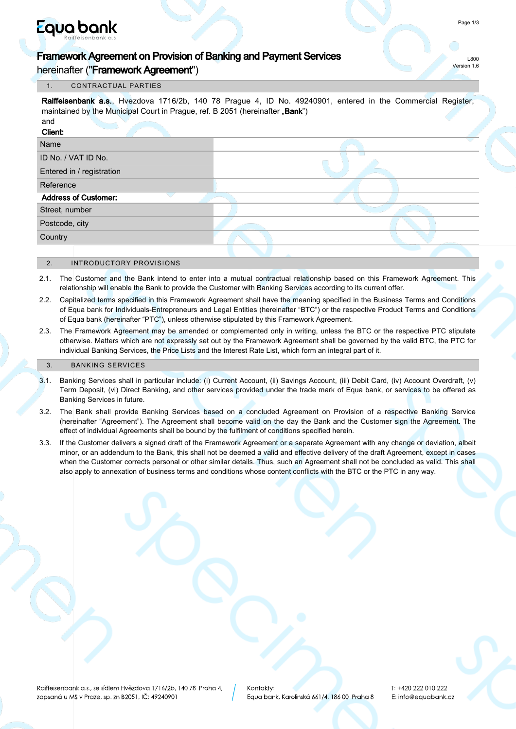Equa bank
Raiffeisenbank a.s

L800
Version 1.6

# Framework Agreement on Provision of Banking and Payment Services

hereinafter ("**Framework Agreement**")

## 1. CONTRACTUAL PARTIES

**Raiffeisenbank a.s.**, Hvezdova 1716/2b, 140 78 Prague 4, ID No. 49240901, entered in the Commercial Register, maintained by the Municipal Court in Prague, ref. B 2051 (hereinafter „**Bank**")

and

**Client:**

| Name | |
|---|---|
| ID No. / VAT ID No. | |
| Entered in / registration | |
| Reference | |
| **Address of Customer:** | |
| Street, number | |
| Postcode, city | |
| Country | |

## 2. INTRODUCTORY PROVISIONS

2.1. The Customer and the Bank intend to enter into a mutual contractual relationship based on this Framework Agreement. This relationship will enable the Bank to provide the Customer with Banking Services according to its current offer.

2.2. Capitalized terms specified in this Framework Agreement shall have the meaning specified in the Business Terms and Conditions of Equa bank for Individuals-Entrepreneurs and Legal Entities (hereinafter "BTC") or the respective Product Terms and Conditions of Equa bank (hereinafter "PTC"), unless otherwise stipulated by this Framework Agreement.

2.3. The Framework Agreement may be amended or complemented only in writing, unless the BTC or the respective PTC stipulate otherwise. Matters which are not expressly set out by the Framework Agreement shall be governed by the valid BTC, the PTC for individual Banking Services, the Price Lists and the Interest Rate List, which form an integral part of it.

## 3. BANKING SERVICES

3.1. Banking Services shall in particular include: (i) Current Account, (ii) Savings Account, (iii) Debit Card, (iv) Account Overdraft, (v) Term Deposit, (vi) Direct Banking, and other services provided under the trade mark of Equa bank, or services to be offered as Banking Services in future.

3.2. The Bank shall provide Banking Services based on a concluded Agreement on Provision of a respective Banking Service (hereinafter "Agreement"). The Agreement shall become valid on the day the Bank and the Customer sign the Agreement. The effect of individual Agreements shall be bound by the fulfilment of conditions specified herein.

3.3. If the Customer delivers a signed draft of the Framework Agreement or a separate Agreement with any change or deviation, albeit minor, or an addendum to the Bank, this shall not be deemed a valid and effective delivery of the draft Agreement, except in cases when the Customer corrects personal or other similar details. Thus, such an Agreement shall not be concluded as valid. This shall also apply to annexation of business terms and conditions whose content conflicts with the BTC or the PTC in any way.

Raiffeisenbank a.s., se sídlem Hvězdova 1716/2b, 140 78 Praha 4, zapsaná u MS v Praze, sp. zn B2051, IČ: 49240901

Kontakty:
Equa bank, Karolinská 661/4, 186 00 Praha 8

T: +420 222 010 222
E: info@equabank.cz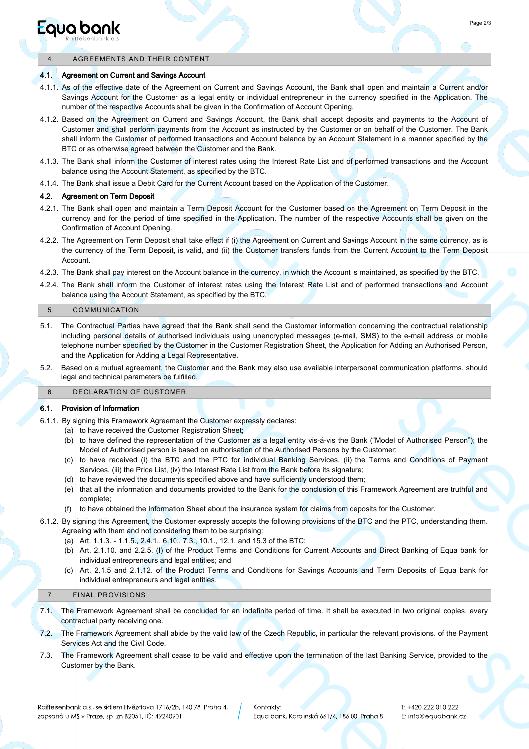## 4. AGREEMENTS AND THEIR CONTENT

### 4.1. Agreement on Current and Savings Account

4.1.1. As of the effective date of the Agreement on Current and Savings Account, the Bank shall open and maintain a Current and/or Savings Account for the Customer as a legal entity or individual entrepreneur in the currency specified in the Application. The number of the respective Accounts shall be given in the Confirmation of Account Opening.

4.1.2. Based on the Agreement on Current and Savings Account, the Bank shall accept deposits and payments to the Account of Customer and shall perform payments from the Account as instructed by the Customer or on behalf of the Customer. The Bank shall inform the Customer of performed transactions and Account balance by an Account Statement in a manner specified by the BTC or as otherwise agreed between the Customer and the Bank.

4.1.3. The Bank shall inform the Customer of interest rates using the Interest Rate List and of performed transactions and the Account balance using the Account Statement, as specified by the BTC.

4.1.4. The Bank shall issue a Debit Card for the Current Account based on the Application of the Customer.

### 4.2. Agreement on Term Deposit

4.2.1. The Bank shall open and maintain a Term Deposit Account for the Customer based on the Agreement on Term Deposit in the currency and for the period of time specified in the Application. The number of the respective Accounts shall be given on the Confirmation of Account Opening.

4.2.2. The Agreement on Term Deposit shall take effect if (i) the Agreement on Current and Savings Account in the same currency, as is the currency of the Term Deposit, is valid, and (ii) the Customer transfers funds from the Current Account to the Term Deposit Account.

4.2.3. The Bank shall pay interest on the Account balance in the currency, in which the Account is maintained, as specified by the BTC.

4.2.4. The Bank shall inform the Customer of interest rates using the Interest Rate List and of performed transactions and Account balance using the Account Statement, as specified by the BTC.

## 5. COMMUNICATION

5.1. The Contractual Parties have agreed that the Bank shall send the Customer information concerning the contractual relationship including personal details of authorised individuals using unencrypted messages (e-mail, SMS) to the e-mail address or mobile telephone number specified by the Customer in the Customer Registration Sheet, the Application for Adding an Authorised Person, and the Application for Adding a Legal Representative.

5.2. Based on a mutual agreement, the Customer and the Bank may also use available interpersonal communication platforms, should legal and technical parameters be fulfilled.

## 6. DECLARATION OF CUSTOMER

### 6.1. Provision of Information

6.1.1. By signing this Framework Agreement the Customer expressly declares:

(a) to have received the Customer Registration Sheet;

(b) to have defined the representation of the Customer as a legal entity vis-á-vis the Bank ("Model of Authorised Person"); the Model of Authorised person is based on authorisation of the Authorised Persons by the Customer;

(c) to have received (i) the BTC and the PTC for individual Banking Services, (ii) the Terms and Conditions of Payment Services, (iii) the Price List, (iv) the Interest Rate List from the Bank before its signature;

(d) to have reviewed the documents specified above and have sufficiently understood them;

(e) that all the information and documents provided to the Bank for the conclusion of this Framework Agreement are truthful and complete;

(f) to have obtained the Information Sheet about the insurance system for claims from deposits for the Customer.

6.1.2. By signing this Agreement, the Customer expressly accepts the following provisions of the BTC and the PTC, understanding them. Agreeing with them and not considering them to be surprising:

(a) Art. 1.1.3. - 1.1.5., 2.4.1., 6.10., 7.3., 10.1., 12.1, and 15.3 of the BTC;

(b) Art. 2.1.10. and 2.2.5. (l) of the Product Terms and Conditions for Current Accounts and Direct Banking of Equa bank for individual entrepreneurs and legal entities; and

(c) Art. 2.1.5 and 2.1.12. of the Product Terms and Conditions for Savings Accounts and Term Deposits of Equa bank for individual entrepreneurs and legal entities.

## 7. FINAL PROVISIONS

7.1. The Framework Agreement shall be concluded for an indefinite period of time. It shall be executed in two original copies, every contractual party receiving one.

7.2. The Framework Agreement shall abide by the valid law of the Czech Republic, in particular the relevant provisions. of the Payment Services Act and the Civil Code.

7.3. The Framework Agreement shall cease to be valid and effective upon the termination of the last Banking Service, provided to the Customer by the Bank.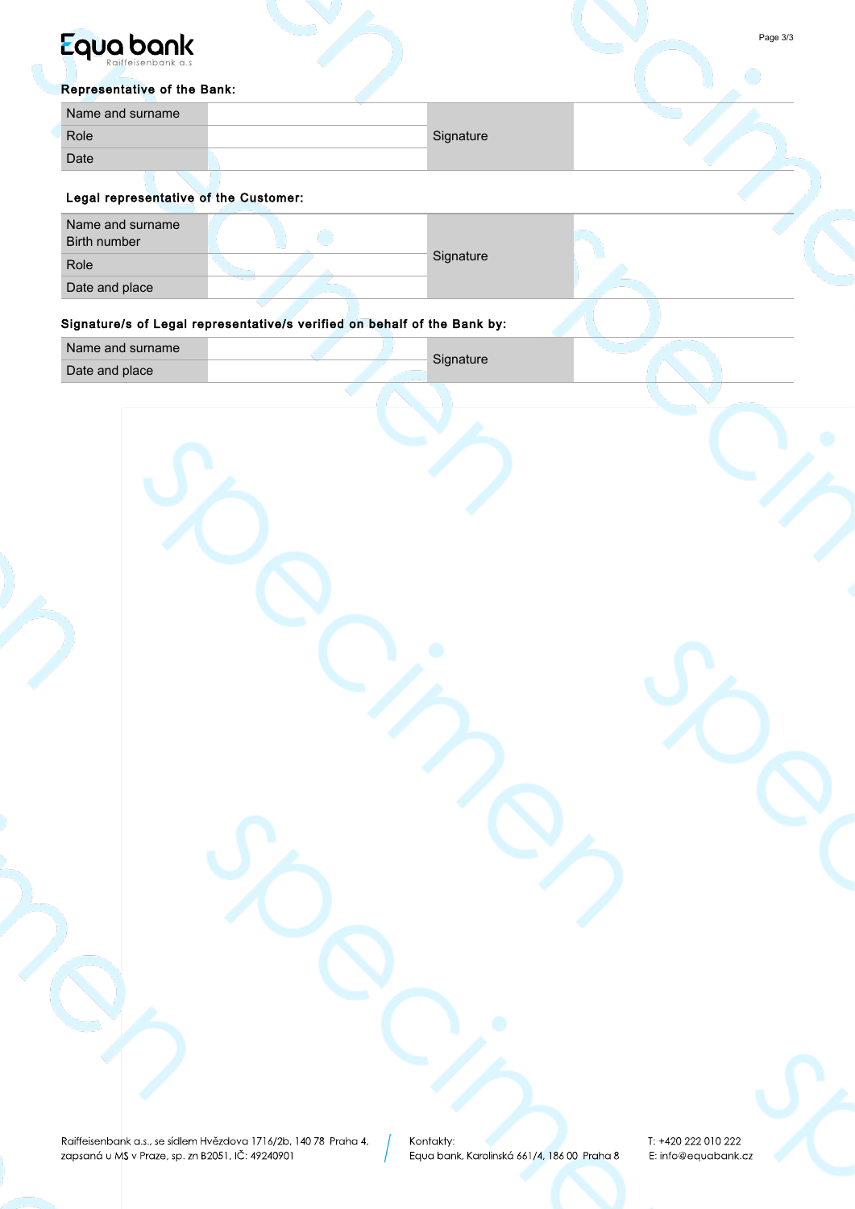**Representative of the Bank:**

| | | | |
|---|---|---|---|
| Name and surname | | Signature | |
| Role | | | |
| Date | | | |

**Legal representative of the Customer:**

| | | | |
|---|---|---|---|
| Name and surname<br>Birth number | | Signature | |
| Role | | | |
| Date and place | | | |

**Signature/s of Legal representative/s verified on behalf of the Bank by:**

| | | | |
|---|---|---|---|
| Name and surname | | Signature | |
| Date and place | | | |

Raiffeisenbank a.s., se sídlem Hvězdova 1716/2b, 140 78 Praha 4, zapsaná u MS v Praze, sp. zn B2051, IČ: 49240901

Kontakty:
Equa bank, Karolinská 661/4, 186 00 Praha 8

T: +420 222 010 222
E: info@equabank.cz